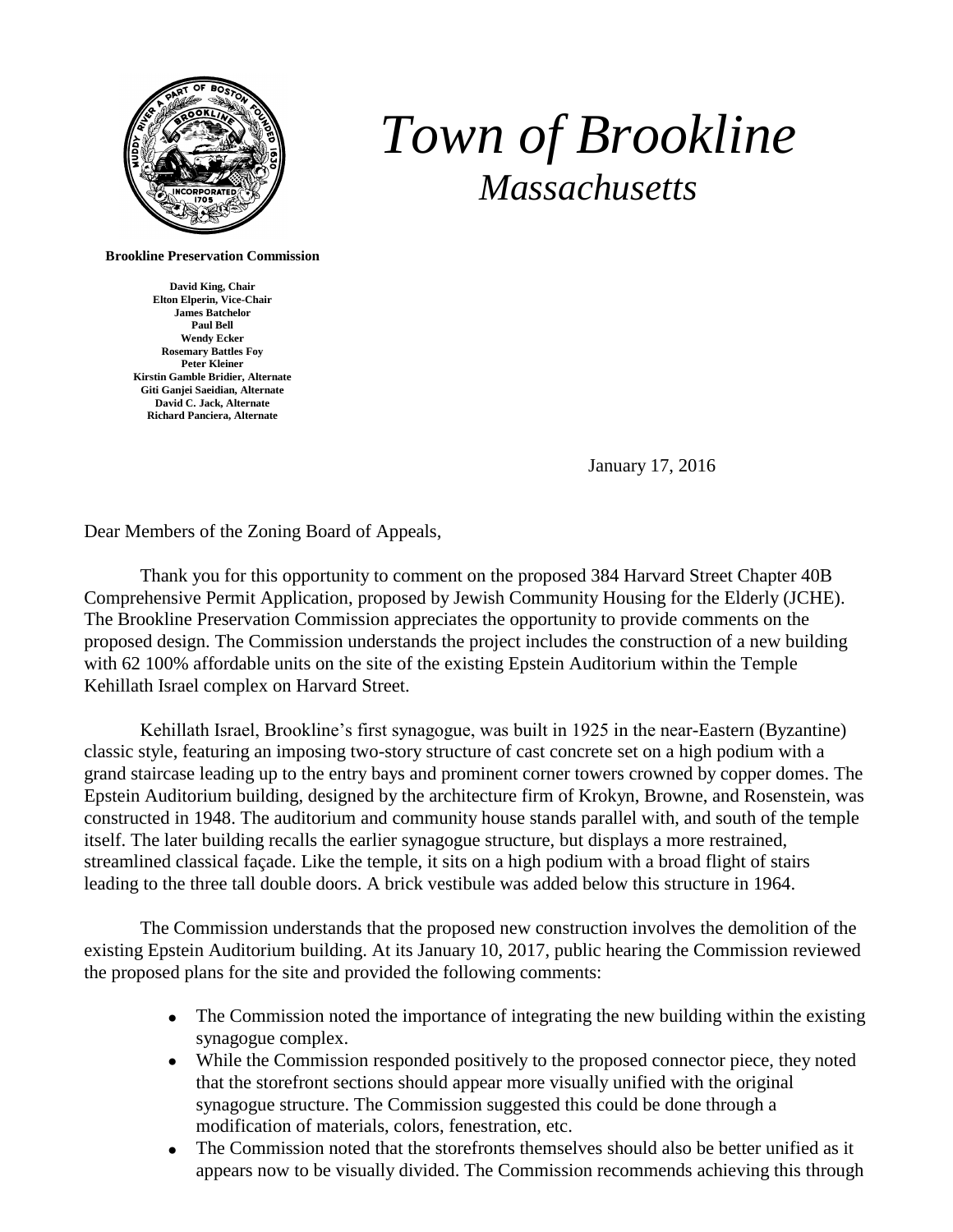# *Town of Brookline*

## *Massachusetts*

**Brookline Preservation Commission**

**David King, Chair**
**Elton Elperin, Vice-Chair**
**James Batchelor**
**Paul Bell**
**Wendy Ecker**
**Rosemary Battles Foy**
**Peter Kleiner**
**Kirstin Gamble Bridier, Alternate**
**Giti Ganjei Saeidian, Alternate**
**David C. Jack, Alternate**
**Richard Panciera, Alternate**

January 17, 2016

Dear Members of the Zoning Board of Appeals,

Thank you for this opportunity to comment on the proposed 384 Harvard Street Chapter 40B Comprehensive Permit Application, proposed by Jewish Community Housing for the Elderly (JCHE). The Brookline Preservation Commission appreciates the opportunity to provide comments on the proposed design. The Commission understands the project includes the construction of a new building with 62 100% affordable units on the site of the existing Epstein Auditorium within the Temple Kehillath Israel complex on Harvard Street.

Kehillath Israel, Brookline's first synagogue, was built in 1925 in the near-Eastern (Byzantine) classic style, featuring an imposing two-story structure of cast concrete set on a high podium with a grand staircase leading up to the entry bays and prominent corner towers crowned by copper domes. The Epstein Auditorium building, designed by the architecture firm of Krokyn, Browne, and Rosenstein, was constructed in 1948. The auditorium and community house stands parallel with, and south of the temple itself. The later building recalls the earlier synagogue structure, but displays a more restrained, streamlined classical façade. Like the temple, it sits on a high podium with a broad flight of stairs leading to the three tall double doors. A brick vestibule was added below this structure in 1964.

The Commission understands that the proposed new construction involves the demolition of the existing Epstein Auditorium building. At its January 10, 2017, public hearing the Commission reviewed the proposed plans for the site and provided the following comments:

- The Commission noted the importance of integrating the new building within the existing synagogue complex.
- While the Commission responded positively to the proposed connector piece, they noted that the storefront sections should appear more visually unified with the original synagogue structure. The Commission suggested this could be done through a modification of materials, colors, fenestration, etc.
- The Commission noted that the storefronts themselves should also be better unified as it appears now to be visually divided. The Commission recommends achieving this through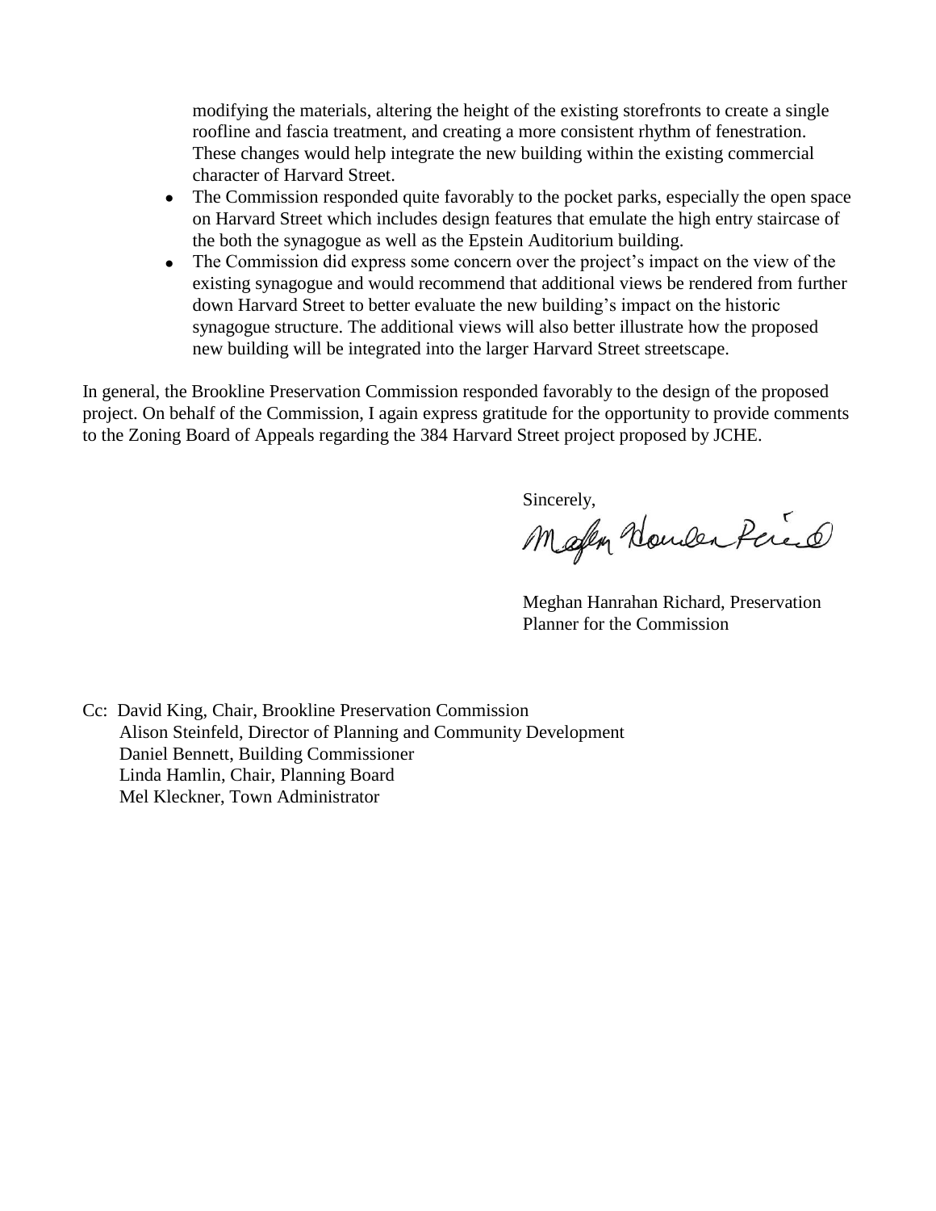modifying the materials, altering the height of the existing storefronts to create a single roofline and fascia treatment, and creating a more consistent rhythm of fenestration. These changes would help integrate the new building within the existing commercial character of Harvard Street.

- The Commission responded quite favorably to the pocket parks, especially the open space on Harvard Street which includes design features that emulate the high entry staircase of the both the synagogue as well as the Epstein Auditorium building.
- The Commission did express some concern over the project's impact on the view of the existing synagogue and would recommend that additional views be rendered from further down Harvard Street to better evaluate the new building's impact on the historic synagogue structure. The additional views will also better illustrate how the proposed new building will be integrated into the larger Harvard Street streetscape.

In general, the Brookline Preservation Commission responded favorably to the design of the proposed project. On behalf of the Commission, I again express gratitude for the opportunity to provide comments to the Zoning Board of Appeals regarding the 384 Harvard Street project proposed by JCHE.

Sincerely,

Meghan Hanrahan Richard, Preservation Planner for the Commission

Cc: David King, Chair, Brookline Preservation Commission
Alison Steinfeld, Director of Planning and Community Development
Daniel Bennett, Building Commissioner
Linda Hamlin, Chair, Planning Board
Mel Kleckner, Town Administrator